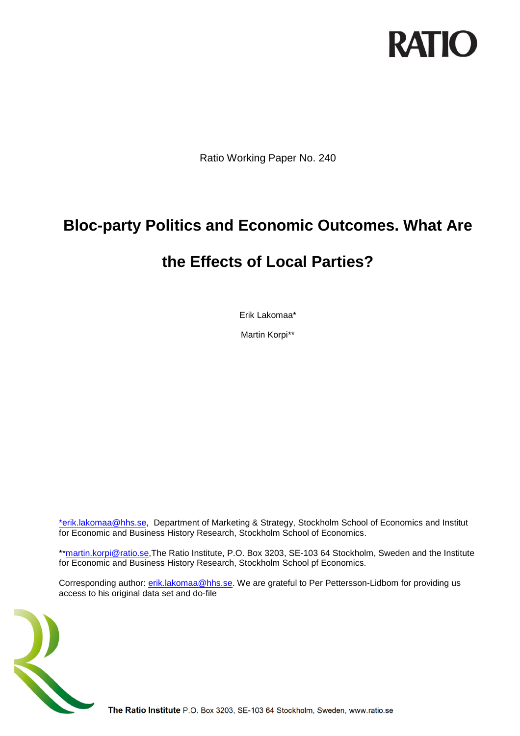RATIO

Ratio Working Paper No. 240

# Bloc-party Politics and Economic Outcomes. What Are the Effects of Local Parties?

Erik Lakomaa*

Martin Korpi**

*erik.lakomaa@hhs.se, Department of Marketing & Strategy, Stockholm School of Economics and Institut for Economic and Business History Research, Stockholm School of Economics.

**martin.korpi@ratio.se,The Ratio Institute, P.O. Box 3203, SE-103 64 Stockholm, Sweden and the Institute for Economic and Business History Research, Stockholm School pf Economics.

Corresponding author: erik.lakomaa@hhs.se. We are grateful to Per Pettersson-Lidbom for providing us access to his original data set and do-file

**The Ratio Institute** P.O. Box 3203, SE-103 64 Stockholm, Sweden, www.ratio.se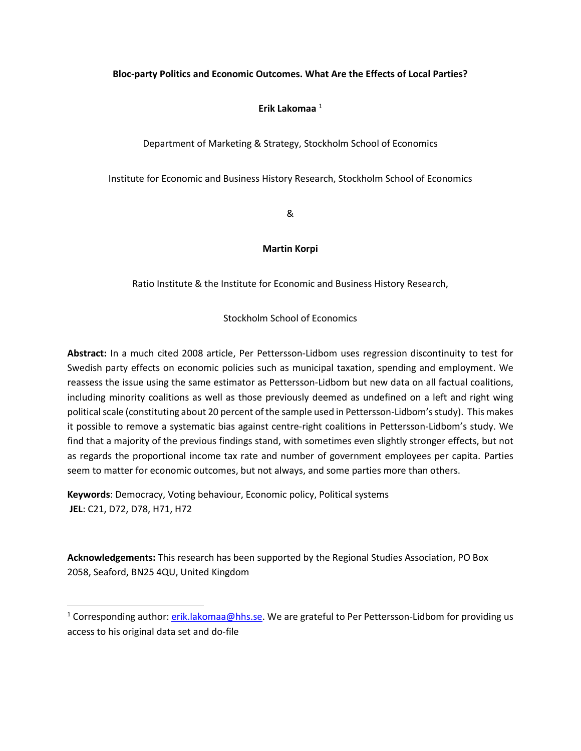**Bloc-party Politics and Economic Outcomes. What Are the Effects of Local Parties?**

**Erik Lakomaa** [1]

Department of Marketing & Strategy, Stockholm School of Economics

Institute for Economic and Business History Research, Stockholm School of Economics

&

**Martin Korpi**

Ratio Institute & the Institute for Economic and Business History Research,

Stockholm School of Economics

**Abstract:** In a much cited 2008 article, Per Pettersson-Lidbom uses regression discontinuity to test for Swedish party effects on economic policies such as municipal taxation, spending and employment. We reassess the issue using the same estimator as Pettersson-Lidbom but new data on all factual coalitions, including minority coalitions as well as those previously deemed as undefined on a left and right wing political scale (constituting about 20 percent of the sample used in Pettersson-Lidbom's study). This makes it possible to remove a systematic bias against centre-right coalitions in Pettersson-Lidbom's study. We find that a majority of the previous findings stand, with sometimes even slightly stronger effects, but not as regards the proportional income tax rate and number of government employees per capita. Parties seem to matter for economic outcomes, but not always, and some parties more than others.

**Keywords**: Democracy, Voting behaviour, Economic policy, Political systems
**JEL**: C21, D72, D78, H71, H72

**Acknowledgements:** This research has been supported by the Regional Studies Association, PO Box 2058, Seaford, BN25 4QU, United Kingdom

[1] Corresponding author: erik.lakomaa@hhs.se. We are grateful to Per Pettersson-Lidbom for providing us access to his original data set and do-file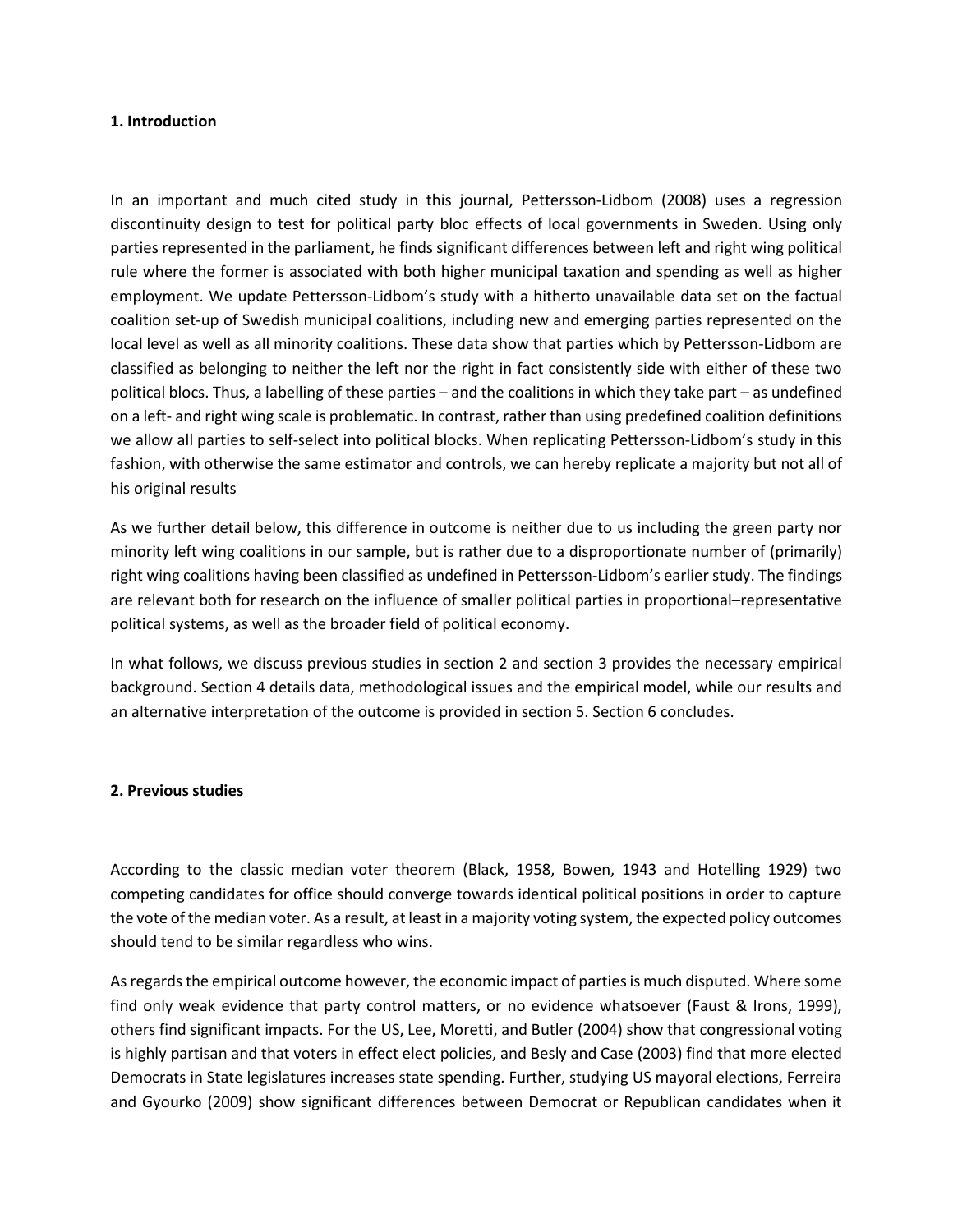### 1. Introduction

In an important and much cited study in this journal, Pettersson-Lidbom (2008) uses a regression discontinuity design to test for political party bloc effects of local governments in Sweden. Using only parties represented in the parliament, he finds significant differences between left and right wing political rule where the former is associated with both higher municipal taxation and spending as well as higher employment. We update Pettersson-Lidbom's study with a hitherto unavailable data set on the factual coalition set-up of Swedish municipal coalitions, including new and emerging parties represented on the local level as well as all minority coalitions. These data show that parties which by Pettersson-Lidbom are classified as belonging to neither the left nor the right in fact consistently side with either of these two political blocs. Thus, a labelling of these parties – and the coalitions in which they take part – as undefined on a left- and right wing scale is problematic. In contrast, rather than using predefined coalition definitions we allow all parties to self-select into political blocks. When replicating Pettersson-Lidbom's study in this fashion, with otherwise the same estimator and controls, we can hereby replicate a majority but not all of his original results

As we further detail below, this difference in outcome is neither due to us including the green party nor minority left wing coalitions in our sample, but is rather due to a disproportionate number of (primarily) right wing coalitions having been classified as undefined in Pettersson-Lidbom's earlier study. The findings are relevant both for research on the influence of smaller political parties in proportional–representative political systems, as well as the broader field of political economy.

In what follows, we discuss previous studies in section 2 and section 3 provides the necessary empirical background. Section 4 details data, methodological issues and the empirical model, while our results and an alternative interpretation of the outcome is provided in section 5. Section 6 concludes.

### 2. Previous studies

According to the classic median voter theorem (Black, 1958, Bowen, 1943 and Hotelling 1929) two competing candidates for office should converge towards identical political positions in order to capture the vote of the median voter. As a result, at least in a majority voting system, the expected policy outcomes should tend to be similar regardless who wins.

As regards the empirical outcome however, the economic impact of parties is much disputed. Where some find only weak evidence that party control matters, or no evidence whatsoever (Faust & Irons, 1999), others find significant impacts. For the US, Lee, Moretti, and Butler (2004) show that congressional voting is highly partisan and that voters in effect elect policies, and Besly and Case (2003) find that more elected Democrats in State legislatures increases state spending. Further, studying US mayoral elections, Ferreira and Gyourko (2009) show significant differences between Democrat or Republican candidates when it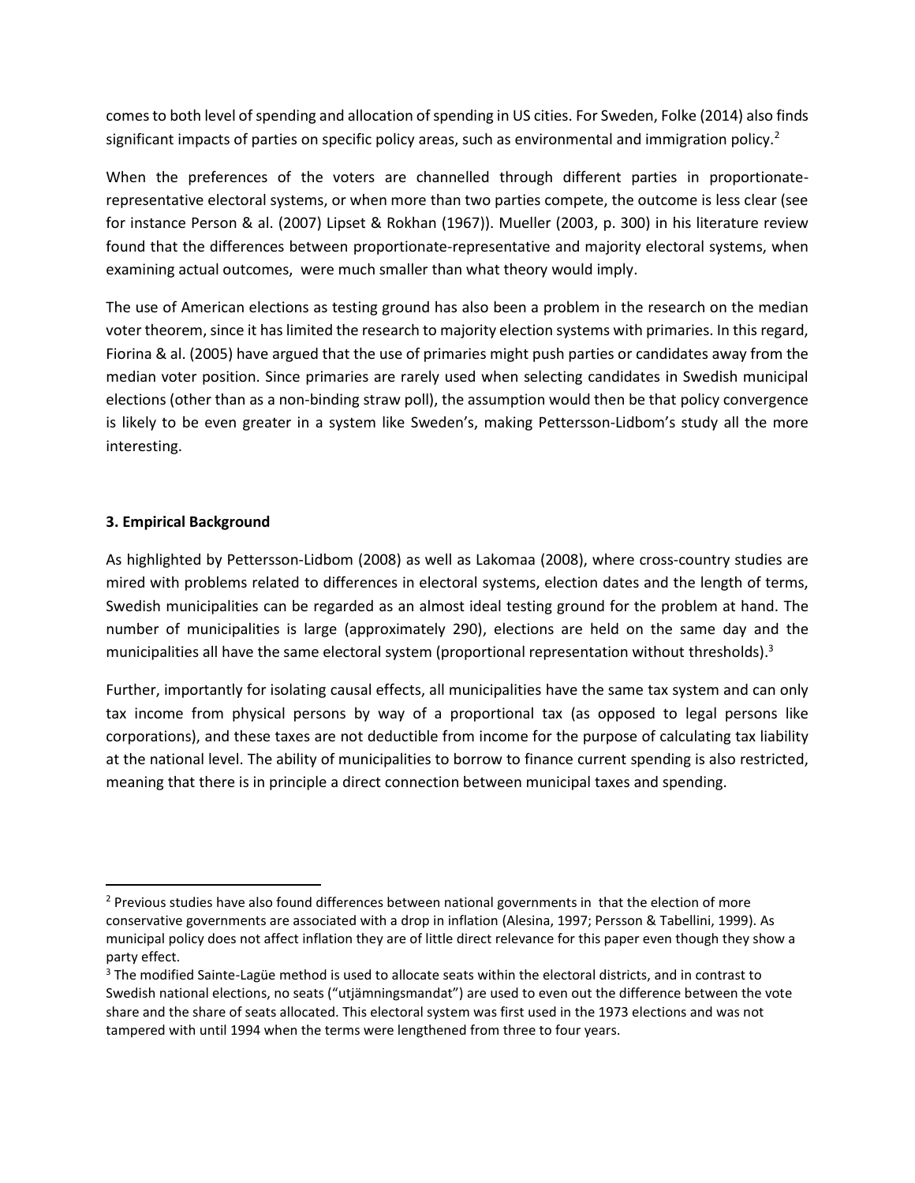comes to both level of spending and allocation of spending in US cities. For Sweden, Folke (2014) also finds significant impacts of parties on specific policy areas, such as environmental and immigration policy.[2]

When the preferences of the voters are channelled through different parties in proportionate-representative electoral systems, or when more than two parties compete, the outcome is less clear (see for instance Person & al. (2007) Lipset & Rokhan (1967)). Mueller (2003, p. 300) in his literature review found that the differences between proportionate-representative and majority electoral systems, when examining actual outcomes, were much smaller than what theory would imply.

The use of American elections as testing ground has also been a problem in the research on the median voter theorem, since it has limited the research to majority election systems with primaries. In this regard, Fiorina & al. (2005) have argued that the use of primaries might push parties or candidates away from the median voter position. Since primaries are rarely used when selecting candidates in Swedish municipal elections (other than as a non-binding straw poll), the assumption would then be that policy convergence is likely to be even greater in a system like Sweden's, making Pettersson-Lidbom's study all the more interesting.

### 3. Empirical Background

As highlighted by Pettersson-Lidbom (2008) as well as Lakomaa (2008), where cross-country studies are mired with problems related to differences in electoral systems, election dates and the length of terms, Swedish municipalities can be regarded as an almost ideal testing ground for the problem at hand. The number of municipalities is large (approximately 290), elections are held on the same day and the municipalities all have the same electoral system (proportional representation without thresholds).[3]

Further, importantly for isolating causal effects, all municipalities have the same tax system and can only tax income from physical persons by way of a proportional tax (as opposed to legal persons like corporations), and these taxes are not deductible from income for the purpose of calculating tax liability at the national level. The ability of municipalities to borrow to finance current spending is also restricted, meaning that there is in principle a direct connection between municipal taxes and spending.

---

[2] Previous studies have also found differences between national governments in that the election of more conservative governments are associated with a drop in inflation (Alesina, 1997; Persson & Tabellini, 1999). As municipal policy does not affect inflation they are of little direct relevance for this paper even though they show a party effect.

[3] The modified Sainte-Lagüe method is used to allocate seats within the electoral districts, and in contrast to Swedish national elections, no seats ("utjämningsmandat") are used to even out the difference between the vote share and the share of seats allocated. This electoral system was first used in the 1973 elections and was not tampered with until 1994 when the terms were lengthened from three to four years.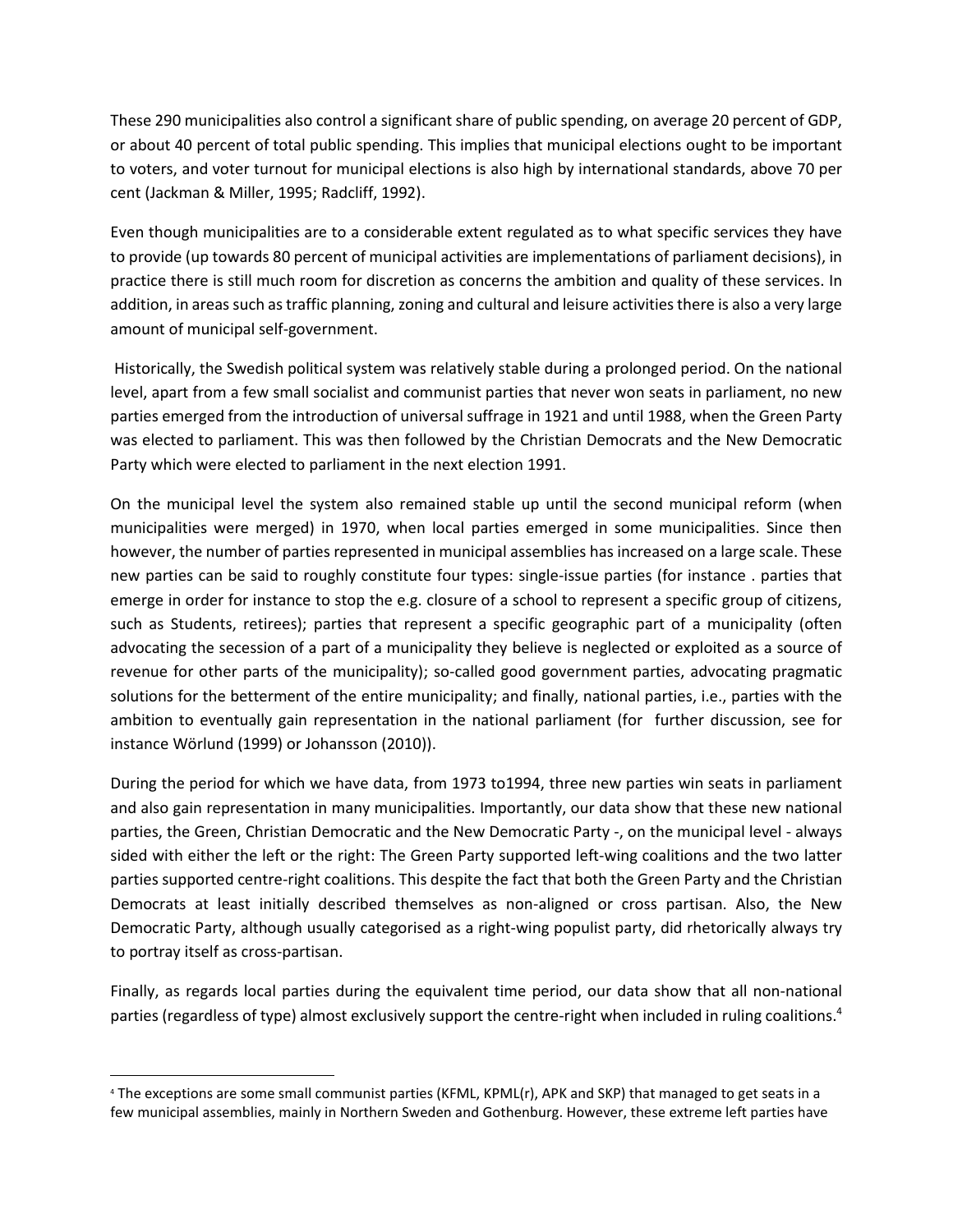These 290 municipalities also control a significant share of public spending, on average 20 percent of GDP, or about 40 percent of total public spending. This implies that municipal elections ought to be important to voters, and voter turnout for municipal elections is also high by international standards, above 70 per cent (Jackman & Miller, 1995; Radcliff, 1992).

Even though municipalities are to a considerable extent regulated as to what specific services they have to provide (up towards 80 percent of municipal activities are implementations of parliament decisions), in practice there is still much room for discretion as concerns the ambition and quality of these services. In addition, in areas such as traffic planning, zoning and cultural and leisure activities there is also a very large amount of municipal self-government.

Historically, the Swedish political system was relatively stable during a prolonged period. On the national level, apart from a few small socialist and communist parties that never won seats in parliament, no new parties emerged from the introduction of universal suffrage in 1921 and until 1988, when the Green Party was elected to parliament. This was then followed by the Christian Democrats and the New Democratic Party which were elected to parliament in the next election 1991.

On the municipal level the system also remained stable up until the second municipal reform (when municipalities were merged) in 1970, when local parties emerged in some municipalities. Since then however, the number of parties represented in municipal assemblies has increased on a large scale. These new parties can be said to roughly constitute four types: single-issue parties (for instance . parties that emerge in order for instance to stop the e.g. closure of a school to represent a specific group of citizens, such as Students, retirees); parties that represent a specific geographic part of a municipality (often advocating the secession of a part of a municipality they believe is neglected or exploited as a source of revenue for other parts of the municipality); so-called good government parties, advocating pragmatic solutions for the betterment of the entire municipality; and finally, national parties, i.e., parties with the ambition to eventually gain representation in the national parliament (for further discussion, see for instance Wörlund (1999) or Johansson (2010)).

During the period for which we have data, from 1973 to1994, three new parties win seats in parliament and also gain representation in many municipalities. Importantly, our data show that these new national parties, the Green, Christian Democratic and the New Democratic Party -, on the municipal level - always sided with either the left or the right: The Green Party supported left-wing coalitions and the two latter parties supported centre-right coalitions. This despite the fact that both the Green Party and the Christian Democrats at least initially described themselves as non-aligned or cross partisan. Also, the New Democratic Party, although usually categorised as a right-wing populist party, did rhetorically always try to portray itself as cross-partisan.

Finally, as regards local parties during the equivalent time period, our data show that all non-national parties (regardless of type) almost exclusively support the centre-right when included in ruling coalitions.[4]

[4] The exceptions are some small communist parties (KFML, KPML(r), APK and SKP) that managed to get seats in a few municipal assemblies, mainly in Northern Sweden and Gothenburg. However, these extreme left parties have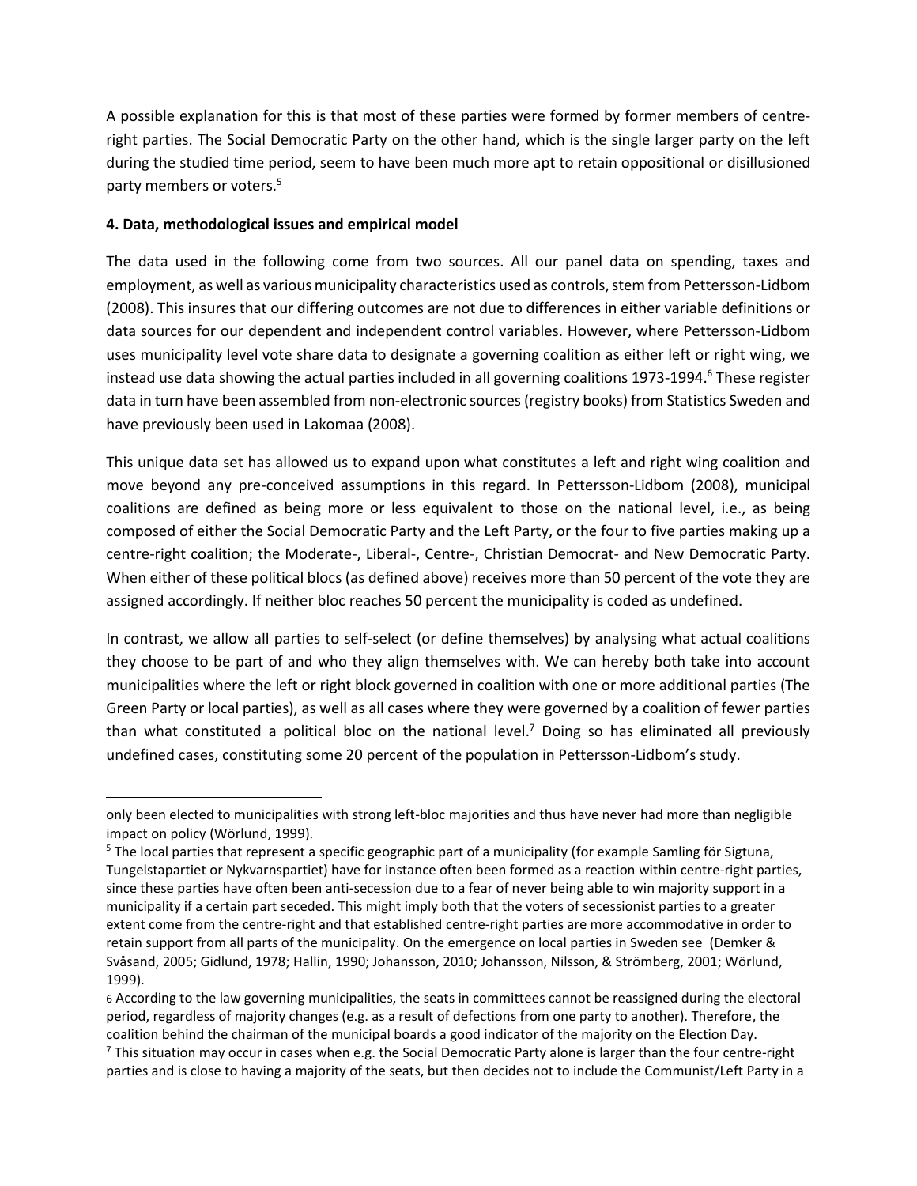A possible explanation for this is that most of these parties were formed by former members of centre-right parties. The Social Democratic Party on the other hand, which is the single larger party on the left during the studied time period, seem to have been much more apt to retain oppositional or disillusioned party members or voters.[5]

**4. Data, methodological issues and empirical model**

The data used in the following come from two sources. All our panel data on spending, taxes and employment, as well as various municipality characteristics used as controls, stem from Pettersson-Lidbom (2008). This insures that our differing outcomes are not due to differences in either variable definitions or data sources for our dependent and independent control variables. However, where Pettersson-Lidbom uses municipality level vote share data to designate a governing coalition as either left or right wing, we instead use data showing the actual parties included in all governing coalitions 1973-1994.[6] These register data in turn have been assembled from non-electronic sources (registry books) from Statistics Sweden and have previously been used in Lakomaa (2008).

This unique data set has allowed us to expand upon what constitutes a left and right wing coalition and move beyond any pre-conceived assumptions in this regard. In Pettersson-Lidbom (2008), municipal coalitions are defined as being more or less equivalent to those on the national level, i.e., as being composed of either the Social Democratic Party and the Left Party, or the four to five parties making up a centre-right coalition; the Moderate-, Liberal-, Centre-, Christian Democrat- and New Democratic Party. When either of these political blocs (as defined above) receives more than 50 percent of the vote they are assigned accordingly. If neither bloc reaches 50 percent the municipality is coded as undefined.

In contrast, we allow all parties to self-select (or define themselves) by analysing what actual coalitions they choose to be part of and who they align themselves with. We can hereby both take into account municipalities where the left or right block governed in coalition with one or more additional parties (The Green Party or local parties), as well as all cases where they were governed by a coalition of fewer parties than what constituted a political bloc on the national level.[7] Doing so has eliminated all previously undefined cases, constituting some 20 percent of the population in Pettersson-Lidbom's study.

---

only been elected to municipalities with strong left-bloc majorities and thus have never had more than negligible impact on policy (Wörlund, 1999).

[5] The local parties that represent a specific geographic part of a municipality (for example Samling för Sigtuna, Tungelstapartiet or Nykvarnspartiet) have for instance often been formed as a reaction within centre-right parties, since these parties have often been anti-secession due to a fear of never being able to win majority support in a municipality if a certain part seceded. This might imply both that the voters of secessionist parties to a greater extent come from the centre-right and that established centre-right parties are more accommodative in order to retain support from all parts of the municipality. On the emergence on local parties in Sweden see (Demker & Svåsand, 2005; Gidlund, 1978; Hallin, 1990; Johansson, 2010; Johansson, Nilsson, & Strömberg, 2001; Wörlund, 1999).

[6] According to the law governing municipalities, the seats in committees cannot be reassigned during the electoral period, regardless of majority changes (e.g. as a result of defections from one party to another). Therefore, the coalition behind the chairman of the municipal boards a good indicator of the majority on the Election Day.

[7] This situation may occur in cases when e.g. the Social Democratic Party alone is larger than the four centre-right parties and is close to having a majority of the seats, but then decides not to include the Communist/Left Party in a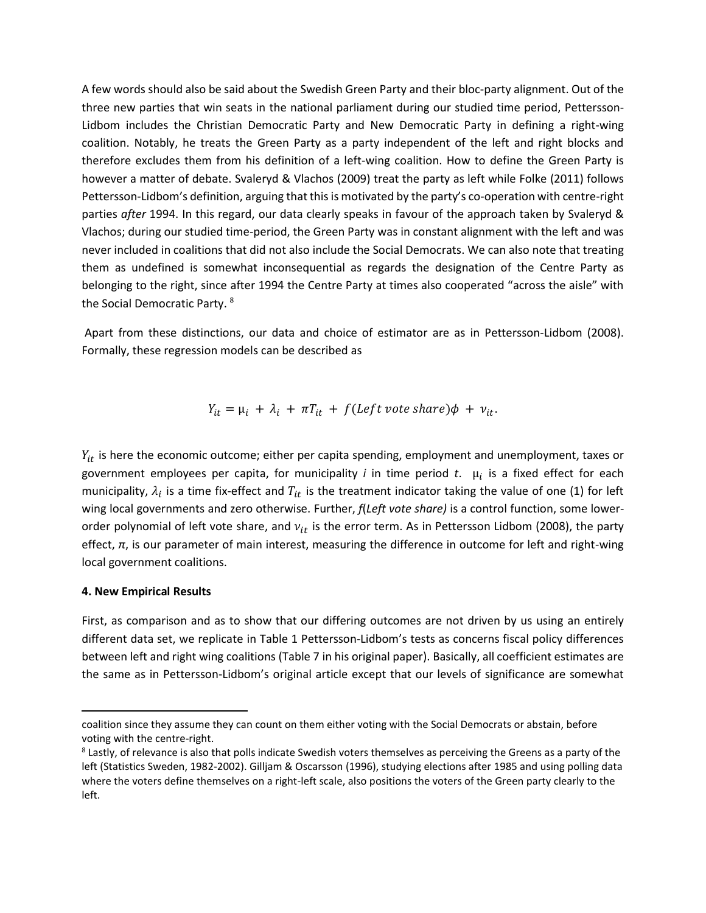A few words should also be said about the Swedish Green Party and their bloc-party alignment. Out of the three new parties that win seats in the national parliament during our studied time period, Pettersson-Lidbom includes the Christian Democratic Party and New Democratic Party in defining a right-wing coalition. Notably, he treats the Green Party as a party independent of the left and right blocks and therefore excludes them from his definition of a left-wing coalition. How to define the Green Party is however a matter of debate. Svaleryd & Vlachos (2009) treat the party as left while Folke (2011) follows Pettersson-Lidbom's definition, arguing that this is motivated by the party's co-operation with centre-right parties *after* 1994. In this regard, our data clearly speaks in favour of the approach taken by Svaleryd & Vlachos; during our studied time-period, the Green Party was in constant alignment with the left and was never included in coalitions that did not also include the Social Democrats. We can also note that treating them as undefined is somewhat inconsequential as regards the designation of the Centre Party as belonging to the right, since after 1994 the Centre Party at times also cooperated "across the aisle" with the Social Democratic Party. [8]

Apart from these distinctions, our data and choice of estimator are as in Pettersson-Lidbom (2008). Formally, these regression models can be described as

$$Y_{it} = \mu_i + \lambda_i + \pi T_{it} + f(Left\ vote\ share)\phi + \nu_{it}.$$

$Y_{it}$ is here the economic outcome; either per capita spending, employment and unemployment, taxes or government employees per capita, for municipality *i* in time period *t*. $\mu_i$ is a fixed effect for each municipality, $\lambda_i$ is a time fix-effect and $T_{it}$ is the treatment indicator taking the value of one (1) for left wing local governments and zero otherwise. Further, *f*(*Left vote share)* is a control function, some lower-order polynomial of left vote share, and $\nu_{it}$ is the error term. As in Pettersson Lidbom (2008), the party effect, $\pi$, is our parameter of main interest, measuring the difference in outcome for left and right-wing local government coalitions.

**4. New Empirical Results**

First, as comparison and as to show that our differing outcomes are not driven by us using an entirely different data set, we replicate in Table 1 Pettersson-Lidbom's tests as concerns fiscal policy differences between left and right wing coalitions (Table 7 in his original paper). Basically, all coefficient estimates are the same as in Pettersson-Lidbom's original article except that our levels of significance are somewhat

---

coalition since they assume they can count on them either voting with the Social Democrats or abstain, before voting with the centre-right.

[8] Lastly, of relevance is also that polls indicate Swedish voters themselves as perceiving the Greens as a party of the left (Statistics Sweden, 1982-2002). Gilljam & Oscarsson (1996), studying elections after 1985 and using polling data where the voters define themselves on a right-left scale, also positions the voters of the Green party clearly to the left.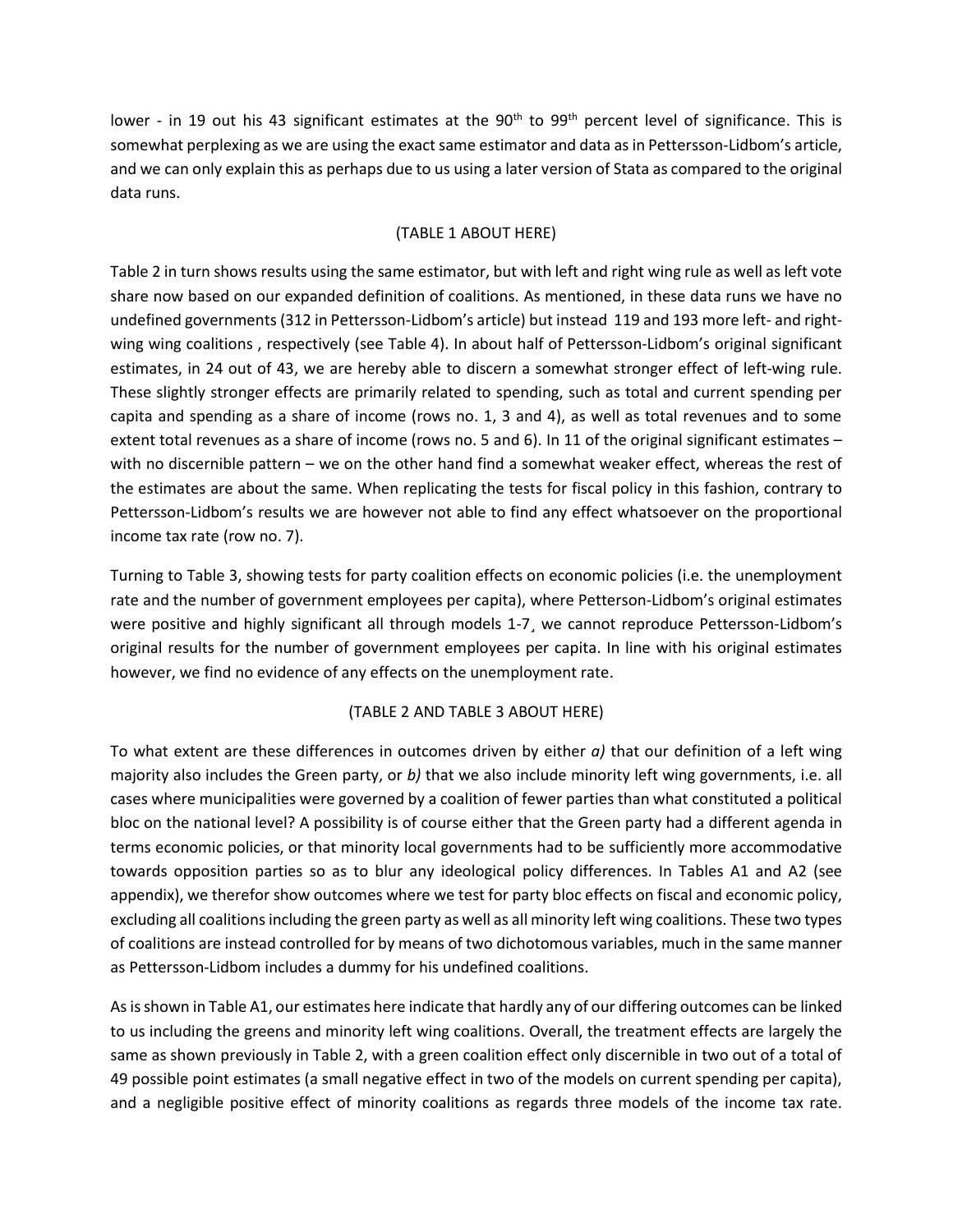lower - in 19 out his 43 significant estimates at the 90th to 99th percent level of significance. This is somewhat perplexing as we are using the exact same estimator and data as in Pettersson-Lidbom's article, and we can only explain this as perhaps due to us using a later version of Stata as compared to the original data runs.

(TABLE 1 ABOUT HERE)

Table 2 in turn shows results using the same estimator, but with left and right wing rule as well as left vote share now based on our expanded definition of coalitions. As mentioned, in these data runs we have no undefined governments (312 in Pettersson-Lidbom's article) but instead 119 and 193 more left- and right-wing wing coalitions , respectively (see Table 4). In about half of Pettersson-Lidbom's original significant estimates, in 24 out of 43, we are hereby able to discern a somewhat stronger effect of left-wing rule. These slightly stronger effects are primarily related to spending, such as total and current spending per capita and spending as a share of income (rows no. 1, 3 and 4), as well as total revenues and to some extent total revenues as a share of income (rows no. 5 and 6). In 11 of the original significant estimates – with no discernible pattern – we on the other hand find a somewhat weaker effect, whereas the rest of the estimates are about the same. When replicating the tests for fiscal policy in this fashion, contrary to Pettersson-Lidbom's results we are however not able to find any effect whatsoever on the proportional income tax rate (row no. 7).

Turning to Table 3, showing tests for party coalition effects on economic policies (i.e. the unemployment rate and the number of government employees per capita), where Petterson-Lidbom's original estimates were positive and highly significant all through models 1-7¸ we cannot reproduce Pettersson-Lidbom's original results for the number of government employees per capita. In line with his original estimates however, we find no evidence of any effects on the unemployment rate.

(TABLE 2 AND TABLE 3 ABOUT HERE)

To what extent are these differences in outcomes driven by either *a)* that our definition of a left wing majority also includes the Green party, or *b)* that we also include minority left wing governments, i.e. all cases where municipalities were governed by a coalition of fewer parties than what constituted a political bloc on the national level? A possibility is of course either that the Green party had a different agenda in terms economic policies, or that minority local governments had to be sufficiently more accommodative towards opposition parties so as to blur any ideological policy differences. In Tables A1 and A2 (see appendix), we therefor show outcomes where we test for party bloc effects on fiscal and economic policy, excluding all coalitions including the green party as well as all minority left wing coalitions. These two types of coalitions are instead controlled for by means of two dichotomous variables, much in the same manner as Pettersson-Lidbom includes a dummy for his undefined coalitions.

As is shown in Table A1, our estimates here indicate that hardly any of our differing outcomes can be linked to us including the greens and minority left wing coalitions. Overall, the treatment effects are largely the same as shown previously in Table 2, with a green coalition effect only discernible in two out of a total of 49 possible point estimates (a small negative effect in two of the models on current spending per capita), and a negligible positive effect of minority coalitions as regards three models of the income tax rate.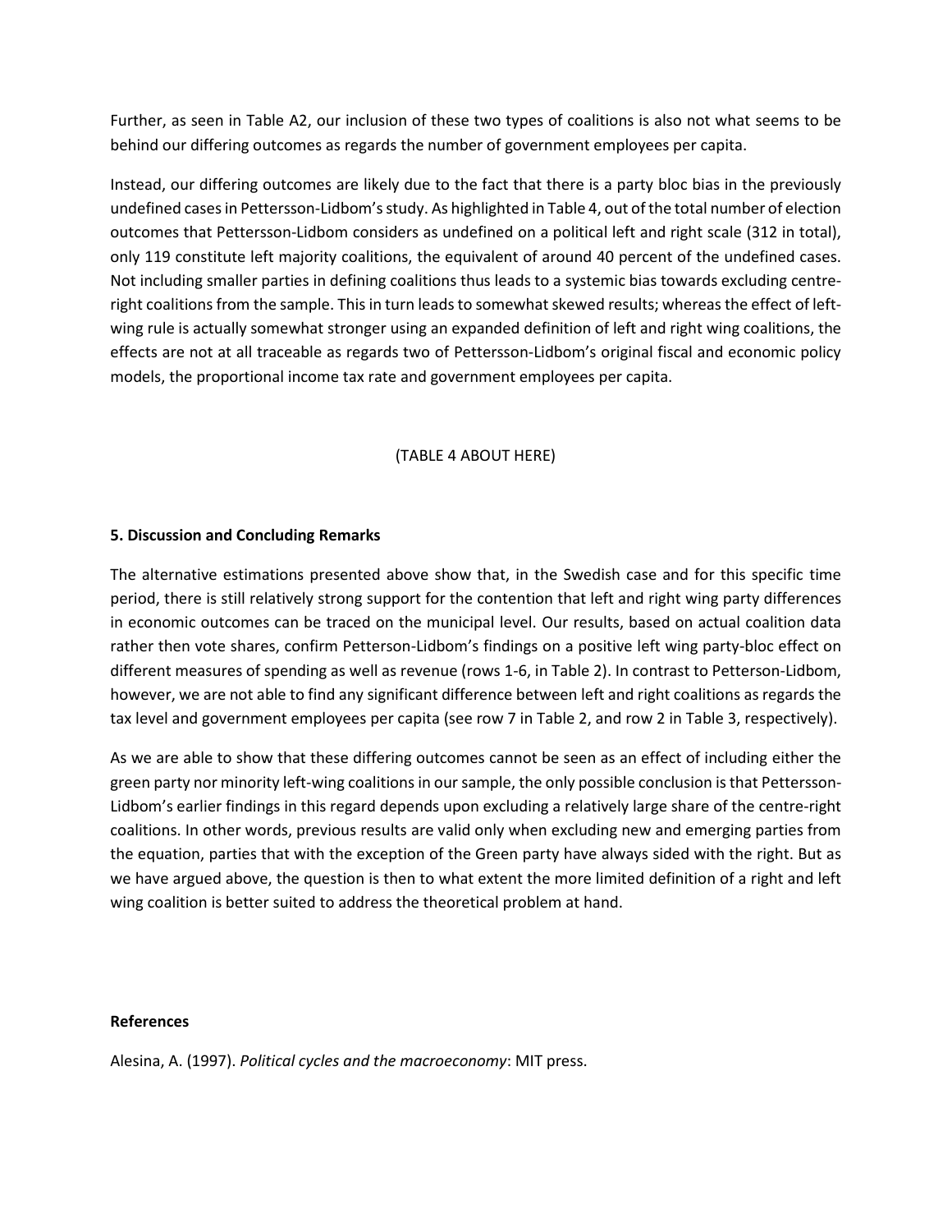Further, as seen in Table A2, our inclusion of these two types of coalitions is also not what seems to be behind our differing outcomes as regards the number of government employees per capita.

Instead, our differing outcomes are likely due to the fact that there is a party bloc bias in the previously undefined cases in Pettersson-Lidbom's study. As highlighted in Table 4, out of the total number of election outcomes that Pettersson-Lidbom considers as undefined on a political left and right scale (312 in total), only 119 constitute left majority coalitions, the equivalent of around 40 percent of the undefined cases. Not including smaller parties in defining coalitions thus leads to a systemic bias towards excluding centre-right coalitions from the sample. This in turn leads to somewhat skewed results; whereas the effect of left-wing rule is actually somewhat stronger using an expanded definition of left and right wing coalitions, the effects are not at all traceable as regards two of Pettersson-Lidbom's original fiscal and economic policy models, the proportional income tax rate and government employees per capita.

(TABLE 4 ABOUT HERE)

## 5. Discussion and Concluding Remarks

The alternative estimations presented above show that, in the Swedish case and for this specific time period, there is still relatively strong support for the contention that left and right wing party differences in economic outcomes can be traced on the municipal level. Our results, based on actual coalition data rather then vote shares, confirm Petterson-Lidbom's findings on a positive left wing party-bloc effect on different measures of spending as well as revenue (rows 1-6, in Table 2). In contrast to Petterson-Lidbom, however, we are not able to find any significant difference between left and right coalitions as regards the tax level and government employees per capita (see row 7 in Table 2, and row 2 in Table 3, respectively).

As we are able to show that these differing outcomes cannot be seen as an effect of including either the green party nor minority left-wing coalitions in our sample, the only possible conclusion is that Pettersson-Lidbom's earlier findings in this regard depends upon excluding a relatively large share of the centre-right coalitions. In other words, previous results are valid only when excluding new and emerging parties from the equation, parties that with the exception of the Green party have always sided with the right. But as we have argued above, the question is then to what extent the more limited definition of a right and left wing coalition is better suited to address the theoretical problem at hand.

## References

Alesina, A. (1997). *Political cycles and the macroeconomy*: MIT press.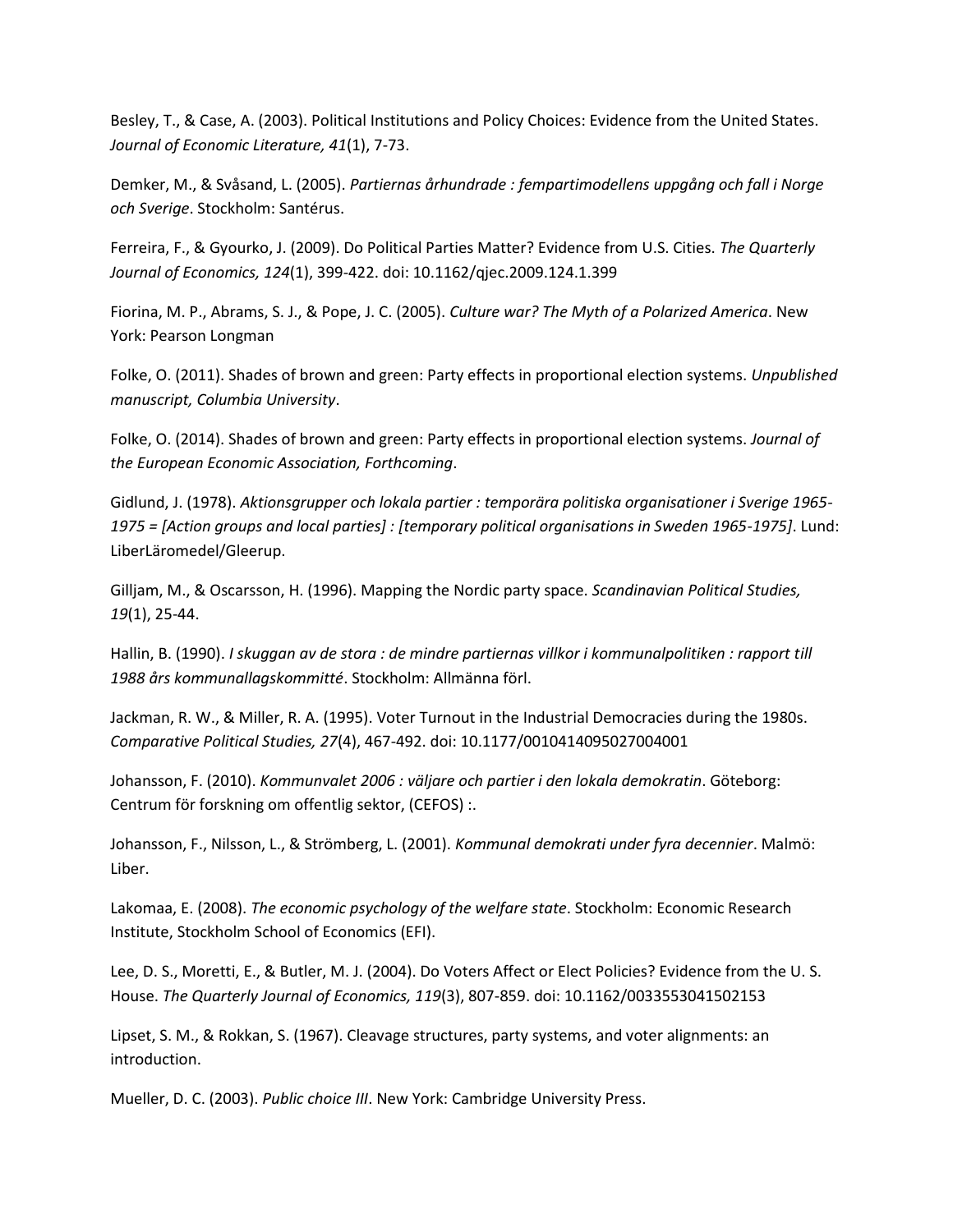Besley, T., & Case, A. (2003). Political Institutions and Policy Choices: Evidence from the United States. *Journal of Economic Literature, 41*(1), 7-73.

Demker, M., & Svåsand, L. (2005). *Partiernas århundrade : fempartimodellens uppgång och fall i Norge och Sverige*. Stockholm: Santérus.

Ferreira, F., & Gyourko, J. (2009). Do Political Parties Matter? Evidence from U.S. Cities. *The Quarterly Journal of Economics, 124*(1), 399-422. doi: 10.1162/qjec.2009.124.1.399

Fiorina, M. P., Abrams, S. J., & Pope, J. C. (2005). *Culture war? The Myth of a Polarized America*. New York: Pearson Longman

Folke, O. (2011). Shades of brown and green: Party effects in proportional election systems. *Unpublished manuscript, Columbia University*.

Folke, O. (2014). Shades of brown and green: Party effects in proportional election systems. *Journal of the European Economic Association, Forthcoming*.

Gidlund, J. (1978). *Aktionsgrupper och lokala partier : temporära politiska organisationer i Sverige 1965-1975 = [Action groups and local parties] : [temporary political organisations in Sweden 1965-1975]*. Lund: LiberLäromedel/Gleerup.

Gilljam, M., & Oscarsson, H. (1996). Mapping the Nordic party space. *Scandinavian Political Studies, 19*(1), 25-44.

Hallin, B. (1990). *I skuggan av de stora : de mindre partiernas villkor i kommunalpolitiken : rapport till 1988 års kommunallagskommitté*. Stockholm: Allmänna förl.

Jackman, R. W., & Miller, R. A. (1995). Voter Turnout in the Industrial Democracies during the 1980s. *Comparative Political Studies, 27*(4), 467-492. doi: 10.1177/0010414095027004001

Johansson, F. (2010). *Kommunvalet 2006 : väljare och partier i den lokala demokratin*. Göteborg: Centrum för forskning om offentlig sektor, (CEFOS) :.

Johansson, F., Nilsson, L., & Strömberg, L. (2001). *Kommunal demokrati under fyra decennier*. Malmö: Liber.

Lakomaa, E. (2008). *The economic psychology of the welfare state*. Stockholm: Economic Research Institute, Stockholm School of Economics (EFI).

Lee, D. S., Moretti, E., & Butler, M. J. (2004). Do Voters Affect or Elect Policies? Evidence from the U. S. House. *The Quarterly Journal of Economics, 119*(3), 807-859. doi: 10.1162/0033553041502153

Lipset, S. M., & Rokkan, S. (1967). Cleavage structures, party systems, and voter alignments: an introduction.

Mueller, D. C. (2003). *Public choice III*. New York: Cambridge University Press.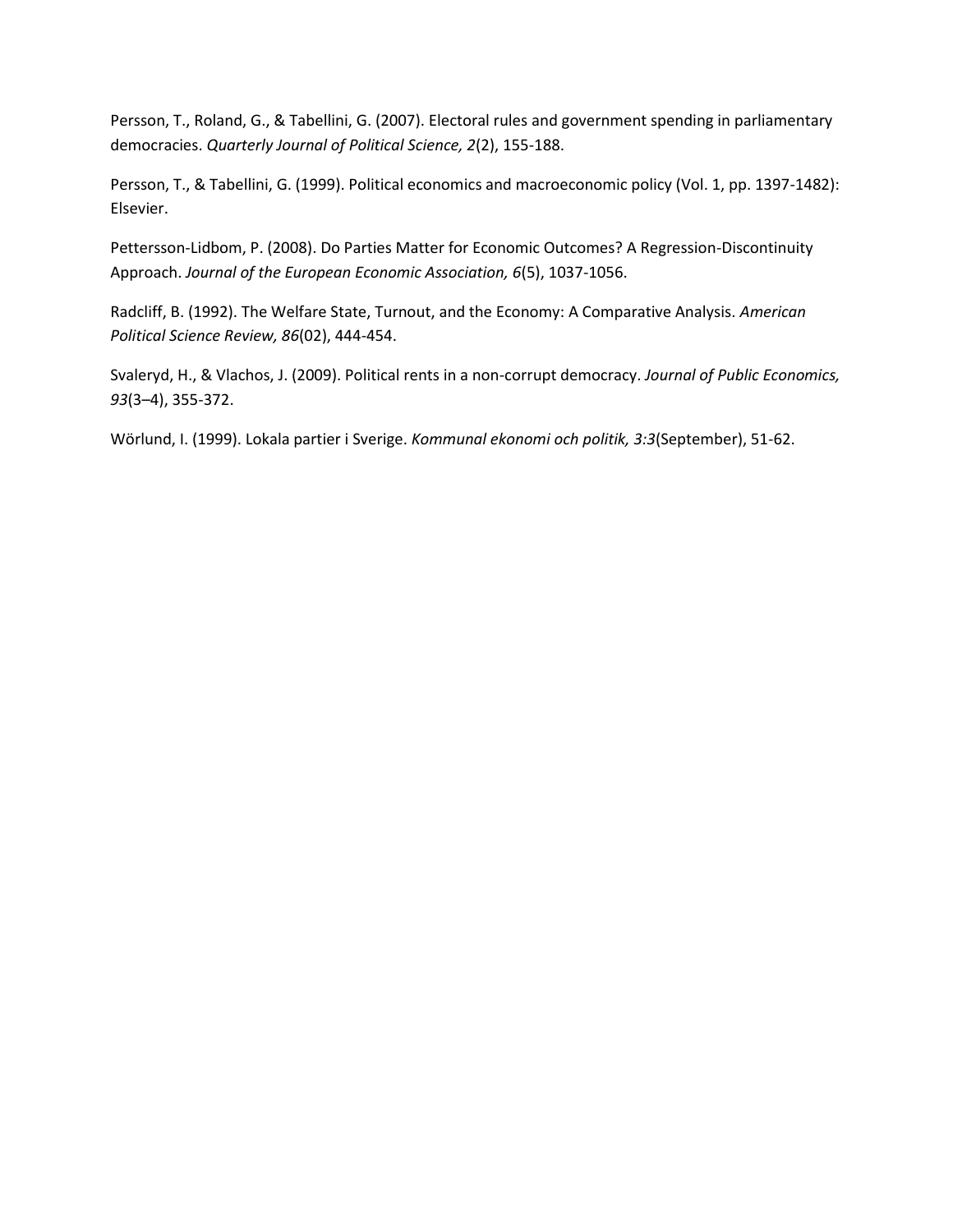Persson, T., Roland, G., & Tabellini, G. (2007). Electoral rules and government spending in parliamentary democracies. *Quarterly Journal of Political Science, 2*(2), 155-188.

Persson, T., & Tabellini, G. (1999). Political economics and macroeconomic policy (Vol. 1, pp. 1397-1482): Elsevier.

Pettersson-Lidbom, P. (2008). Do Parties Matter for Economic Outcomes? A Regression-Discontinuity Approach. *Journal of the European Economic Association, 6*(5), 1037-1056.

Radcliff, B. (1992). The Welfare State, Turnout, and the Economy: A Comparative Analysis. *American Political Science Review, 86*(02), 444-454.

Svaleryd, H., & Vlachos, J. (2009). Political rents in a non-corrupt democracy. *Journal of Public Economics, 93*(3–4), 355-372.

Wörlund, I. (1999). Lokala partier i Sverige. *Kommunal ekonomi och politik, 3:3*(September), 51-62.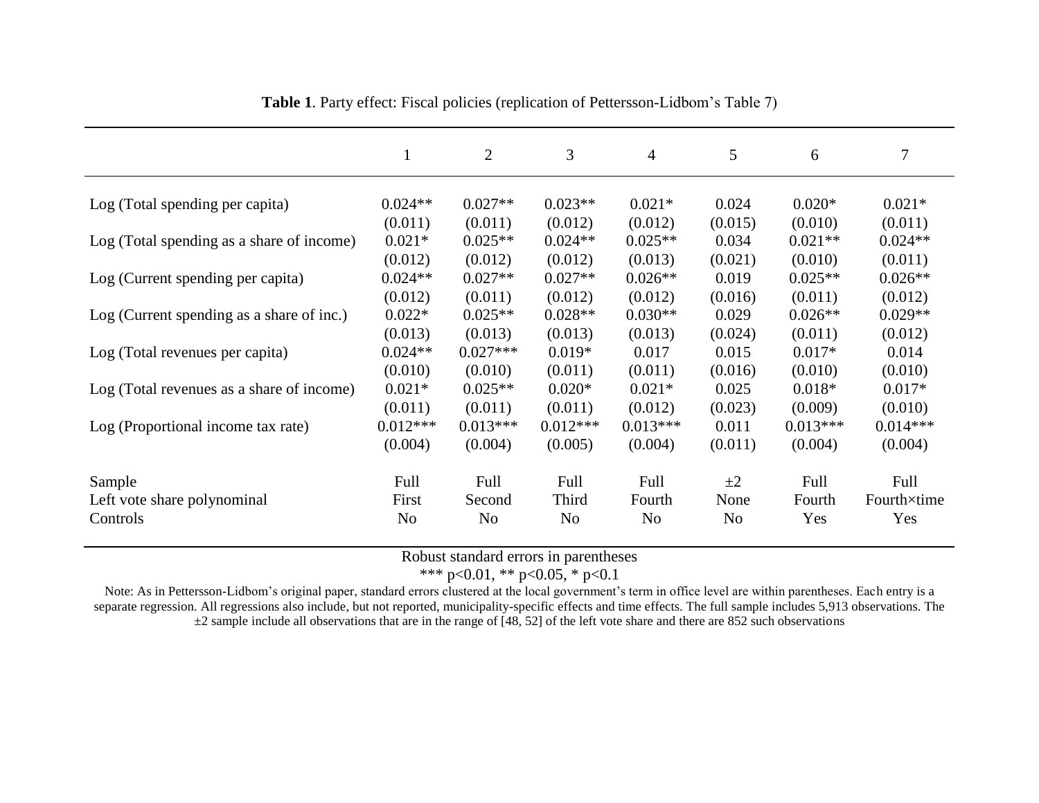**Table 1**. Party effect: Fiscal policies (replication of Pettersson-Lidbom's Table 7)

| | 1 | 2 | 3 | 4 | 5 | 6 | 7 |
|---|---|---|---|---|---|---|---|
| Log (Total spending per capita) | 0.024** | 0.027** | 0.023** | 0.021* | 0.024 | 0.020* | 0.021* |
| | (0.011) | (0.011) | (0.012) | (0.012) | (0.015) | (0.010) | (0.011) |
| Log (Total spending as a share of income) | 0.021* | 0.025** | 0.024** | 0.025** | 0.034 | 0.021** | 0.024** |
| | (0.012) | (0.012) | (0.012) | (0.013) | (0.021) | (0.010) | (0.011) |
| Log (Current spending per capita) | 0.024** | 0.027** | 0.027** | 0.026** | 0.019 | 0.025** | 0.026** |
| | (0.012) | (0.011) | (0.012) | (0.012) | (0.016) | (0.011) | (0.012) |
| Log (Current spending as a share of inc.) | 0.022* | 0.025** | 0.028** | 0.030** | 0.029 | 0.026** | 0.029** |
| | (0.013) | (0.013) | (0.013) | (0.013) | (0.024) | (0.011) | (0.012) |
| Log (Total revenues per capita) | 0.024** | 0.027*** | 0.019* | 0.017 | 0.015 | 0.017* | 0.014 |
| | (0.010) | (0.010) | (0.011) | (0.011) | (0.016) | (0.010) | (0.010) |
| Log (Total revenues as a share of income) | 0.021* | 0.025** | 0.020* | 0.021* | 0.025 | 0.018* | 0.017* |
| | (0.011) | (0.011) | (0.011) | (0.012) | (0.023) | (0.009) | (0.010) |
| Log (Proportional income tax rate) | 0.012*** | 0.013*** | 0.012*** | 0.013*** | 0.011 | 0.013*** | 0.014*** |
| | (0.004) | (0.004) | (0.005) | (0.004) | (0.011) | (0.004) | (0.004) |
| Sample | Full | Full | Full | Full | ±2 | Full | Full |
| Left vote share polynominal | First | Second | Third | Fourth | None | Fourth | Fourth×time |
| Controls | No | No | No | No | No | Yes | Yes |

Robust standard errors in parentheses

*** p<0.01, ** p<0.05, * p<0.1

Note: As in Pettersson-Lidbom's original paper, standard errors clustered at the local government's term in office level are within parentheses. Each entry is a separate regression. All regressions also include, but not reported, municipality-specific effects and time effects. The full sample includes 5,913 observations. The ±2 sample include all observations that are in the range of [48, 52] of the left vote share and there are 852 such observations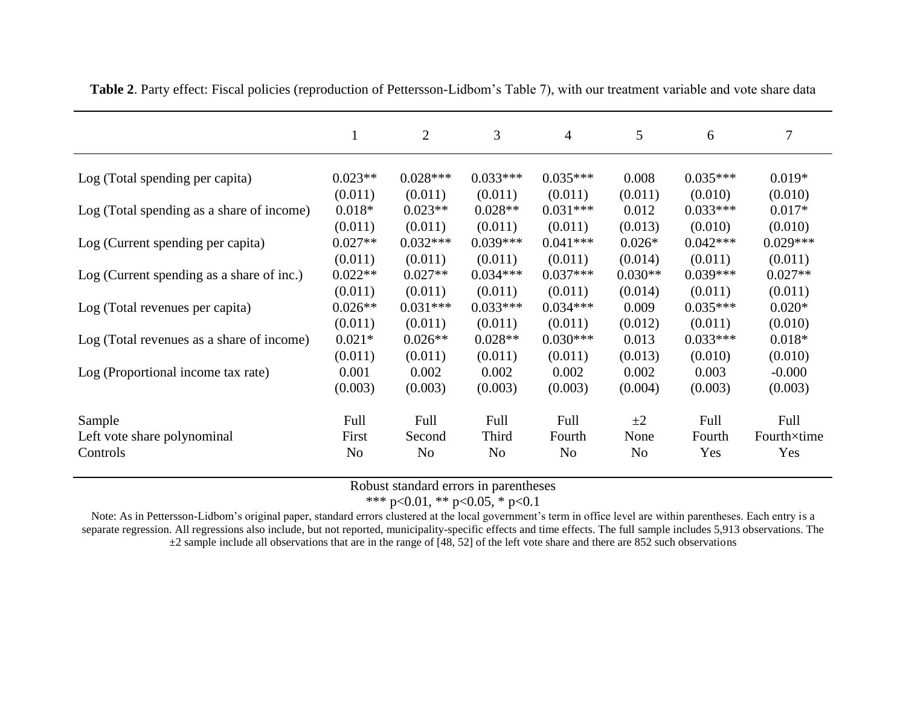**Table 2**. Party effect: Fiscal policies (reproduction of Pettersson-Lidbom's Table 7), with our treatment variable and vote share data

| | 1 | 2 | 3 | 4 | 5 | 6 | 7 |
|---|---|---|---|---|---|---|---|
| Log (Total spending per capita) | 0.023** | 0.028*** | 0.033*** | 0.035*** | 0.008 | 0.035*** | 0.019* |
| | (0.011) | (0.011) | (0.011) | (0.011) | (0.011) | (0.010) | (0.010) |
| Log (Total spending as a share of income) | 0.018* | 0.023** | 0.028** | 0.031*** | 0.012 | 0.033*** | 0.017* |
| | (0.011) | (0.011) | (0.011) | (0.011) | (0.013) | (0.010) | (0.010) |
| Log (Current spending per capita) | 0.027** | 0.032*** | 0.039*** | 0.041*** | 0.026* | 0.042*** | 0.029*** |
| | (0.011) | (0.011) | (0.011) | (0.011) | (0.014) | (0.011) | (0.011) |
| Log (Current spending as a share of inc.) | 0.022** | 0.027** | 0.034*** | 0.037*** | 0.030** | 0.039*** | 0.027** |
| | (0.011) | (0.011) | (0.011) | (0.011) | (0.014) | (0.011) | (0.011) |
| Log (Total revenues per capita) | 0.026** | 0.031*** | 0.033*** | 0.034*** | 0.009 | 0.035*** | 0.020* |
| | (0.011) | (0.011) | (0.011) | (0.011) | (0.012) | (0.011) | (0.010) |
| Log (Total revenues as a share of income) | 0.021* | 0.026** | 0.028** | 0.030*** | 0.013 | 0.033*** | 0.018* |
| | (0.011) | (0.011) | (0.011) | (0.011) | (0.013) | (0.010) | (0.010) |
| Log (Proportional income tax rate) | 0.001 | 0.002 | 0.002 | 0.002 | 0.002 | 0.003 | -0.000 |
| | (0.003) | (0.003) | (0.003) | (0.003) | (0.004) | (0.003) | (0.003) |
| Sample | Full | Full | Full | Full | ±2 | Full | Full |
| Left vote share polynominal | First | Second | Third | Fourth | None | Fourth | Fourth×time |
| Controls | No | No | No | No | No | Yes | Yes |

Robust standard errors in parentheses

*** p<0.01, ** p<0.05, * p<0.1

Note: As in Pettersson-Lidbom's original paper, standard errors clustered at the local government's term in office level are within parentheses. Each entry is a separate regression. All regressions also include, but not reported, municipality-specific effects and time effects. The full sample includes 5,913 observations. The ±2 sample include all observations that are in the range of [48, 52] of the left vote share and there are 852 such observations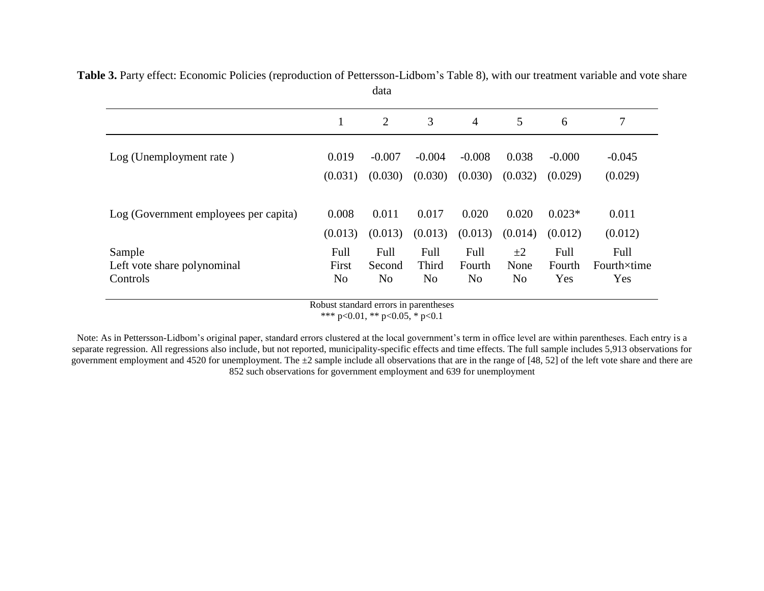**Table 3.** Party effect: Economic Policies (reproduction of Pettersson-Lidbom's Table 8), with our treatment variable and vote share data

| | 1 | 2 | 3 | 4 | 5 | 6 | 7 |
|---|---|---|---|---|---|---|---|
| Log (Unemployment rate ) | 0.019 | -0.007 | -0.004 | -0.008 | 0.038 | -0.000 | -0.045 |
| | (0.031) | (0.030) | (0.030) | (0.030) | (0.032) | (0.029) | (0.029) |
| Log (Government employees per capita) | 0.008 | 0.011 | 0.017 | 0.020 | 0.020 | 0.023* | 0.011 |
| | (0.013) | (0.013) | (0.013) | (0.013) | (0.014) | (0.012) | (0.012) |
| Sample | Full | Full | Full | Full | ±2 | Full | Full |
| Left vote share polynominal | First | Second | Third | Fourth | None | Fourth | Fourth×time |
| Controls | No | No | No | No | No | Yes | Yes |

Robust standard errors in parentheses
*** $p<0.01$, ** $p<0.05$, * $p<0.1$

Note: As in Pettersson-Lidbom's original paper, standard errors clustered at the local government's term in office level are within parentheses. Each entry is a separate regression. All regressions also include, but not reported, municipality-specific effects and time effects. The full sample includes 5,913 observations for government employment and 4520 for unemployment. The ±2 sample include all observations that are in the range of [48, 52] of the left vote share and there are 852 such observations for government employment and 639 for unemployment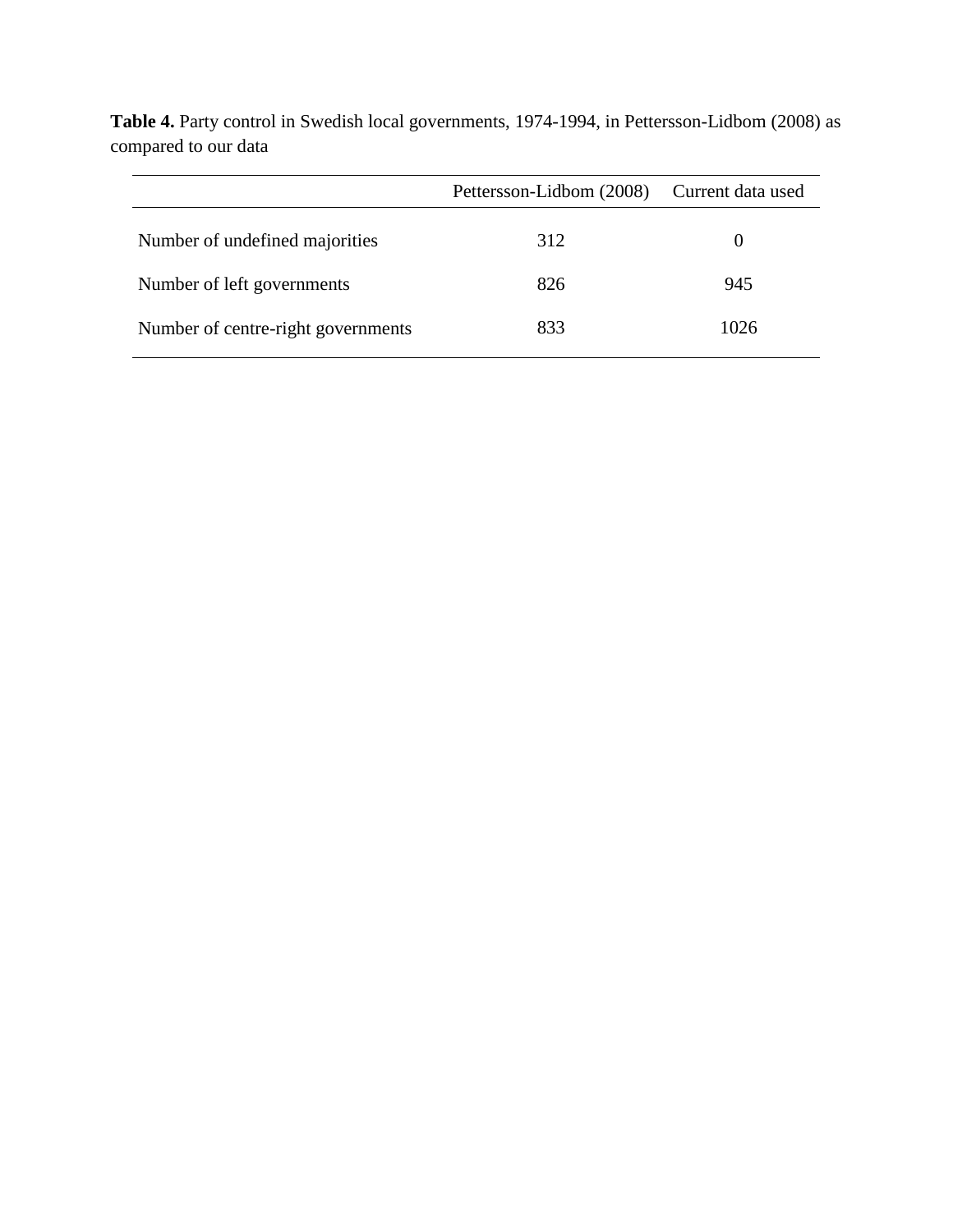**Table 4.** Party control in Swedish local governments, 1974-1994, in Pettersson-Lidbom (2008) as compared to our data

| | Pettersson-Lidbom (2008) | Current data used |
|---|---|---|
| Number of undefined majorities | 312 | 0 |
| Number of left governments | 826 | 945 |
| Number of centre-right governments | 833 | 1026 |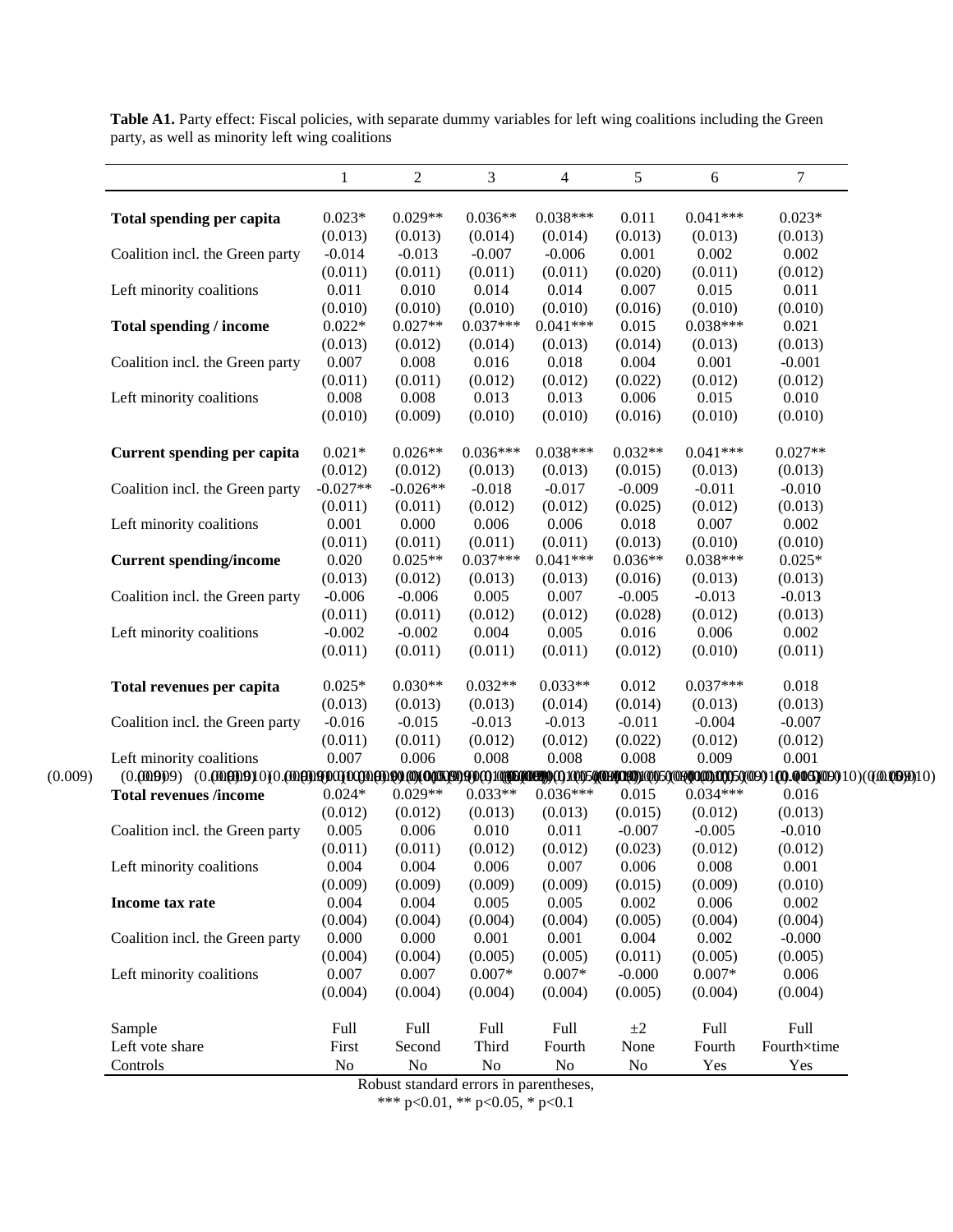**Table A1.** Party effect: Fiscal policies, with separate dummy variables for left wing coalitions including the Green party, as well as minority left wing coalitions

| | 1 | 2 | 3 | 4 | 5 | 6 | 7 |
|---|---|---|---|---|---|---|---|
| **Total spending per capita** | 0.023* | 0.029** | 0.036** | 0.038*** | 0.011 | 0.041*** | 0.023* |
| | (0.013) | (0.013) | (0.014) | (0.014) | (0.013) | (0.013) | (0.013) |
| Coalition incl. the Green party | -0.014 | -0.013 | -0.007 | -0.006 | 0.001 | 0.002 | 0.002 |
| | (0.011) | (0.011) | (0.011) | (0.011) | (0.020) | (0.011) | (0.012) |
| Left minority coalitions | 0.011 | 0.010 | 0.014 | 0.014 | 0.007 | 0.015 | 0.011 |
| | (0.010) | (0.010) | (0.010) | (0.010) | (0.016) | (0.010) | (0.010) |
| **Total spending / income** | 0.022* | 0.027** | 0.037*** | 0.041*** | 0.015 | 0.038*** | 0.021 |
| | (0.013) | (0.012) | (0.014) | (0.013) | (0.014) | (0.013) | (0.013) |
| Coalition incl. the Green party | 0.007 | 0.008 | 0.016 | 0.018 | 0.004 | 0.001 | -0.001 |
| | (0.011) | (0.011) | (0.012) | (0.012) | (0.022) | (0.012) | (0.012) |
| Left minority coalitions | 0.008 | 0.008 | 0.013 | 0.013 | 0.006 | 0.015 | 0.010 |
| | (0.010) | (0.009) | (0.010) | (0.010) | (0.016) | (0.010) | (0.010) |
| **Current spending per capita** | 0.021* | 0.026** | 0.036*** | 0.038*** | 0.032** | 0.041*** | 0.027** |
| | (0.012) | (0.012) | (0.013) | (0.013) | (0.015) | (0.013) | (0.013) |
| Coalition incl. the Green party | -0.027** | -0.026** | -0.018 | -0.017 | -0.009 | -0.011 | -0.010 |
| | (0.011) | (0.011) | (0.012) | (0.012) | (0.025) | (0.012) | (0.013) |
| Left minority coalitions | 0.001 | 0.000 | 0.006 | 0.006 | 0.018 | 0.007 | 0.002 |
| | (0.011) | (0.011) | (0.011) | (0.011) | (0.013) | (0.010) | (0.010) |
| **Current spending/income** | 0.020 | 0.025** | 0.037*** | 0.041*** | 0.036** | 0.038*** | 0.025* |
| | (0.013) | (0.012) | (0.013) | (0.013) | (0.016) | (0.013) | (0.013) |
| Coalition incl. the Green party | -0.006 | -0.006 | 0.005 | 0.007 | -0.005 | -0.013 | -0.013 |
| | (0.011) | (0.011) | (0.012) | (0.012) | (0.028) | (0.012) | (0.013) |
| Left minority coalitions | -0.002 | -0.002 | 0.004 | 0.005 | 0.016 | 0.006 | 0.002 |
| | (0.011) | (0.011) | (0.011) | (0.011) | (0.012) | (0.010) | (0.011) |
| **Total revenues per capita** | 0.025* | 0.030** | 0.032** | 0.033** | 0.012 | 0.037*** | 0.018 |
| | (0.013) | (0.013) | (0.013) | (0.014) | (0.014) | (0.013) | (0.013) |
| Coalition incl. the Green party | -0.016 | -0.015 | -0.013 | -0.013 | -0.011 | -0.004 | -0.007 |
| | (0.011) | (0.011) | (0.012) | (0.012) | (0.022) | (0.012) | (0.012) |
| Left minority coalitions | 0.007 | 0.006 | 0.008 | 0.008 | 0.008 | 0.009 | 0.001 |
| | (0.009) | (0.009) | (0.010) | (0.010) | (0.015) | (0.010) | (0.010) |
| **Total revenues /income** | 0.024* | 0.029** | 0.033** | 0.036*** | 0.015 | 0.034*** | 0.016 |
| | (0.012) | (0.012) | (0.013) | (0.013) | (0.015) | (0.012) | (0.013) |
| Coalition incl. the Green party | 0.005 | 0.006 | 0.010 | 0.011 | -0.007 | -0.005 | -0.010 |
| | (0.011) | (0.011) | (0.012) | (0.012) | (0.023) | (0.012) | (0.012) |
| Left minority coalitions | 0.004 | 0.004 | 0.006 | 0.007 | 0.006 | 0.008 | 0.001 |
| | (0.009) | (0.009) | (0.009) | (0.009) | (0.015) | (0.009) | (0.010) |
| **Income tax rate** | 0.004 | 0.004 | 0.005 | 0.005 | 0.002 | 0.006 | 0.002 |
| | (0.004) | (0.004) | (0.004) | (0.004) | (0.005) | (0.004) | (0.004) |
| Coalition incl. the Green party | 0.000 | 0.000 | 0.001 | 0.001 | 0.004 | 0.002 | -0.000 |
| | (0.004) | (0.004) | (0.005) | (0.005) | (0.011) | (0.005) | (0.005) |
| Left minority coalitions | 0.007 | 0.007 | 0.007* | 0.007* | -0.000 | 0.007* | 0.006 |
| | (0.004) | (0.004) | (0.004) | (0.004) | (0.005) | (0.004) | (0.004) |
| Sample | Full | Full | Full | Full | ±2 | Full | Full |
| Left vote share | First | Second | Third | Fourth | None | Fourth | Fourth×time |
| Controls | No | No | No | No | No | Yes | Yes |

Robust standard errors in parentheses,
*** p<0.01, ** p<0.05, * p<0.1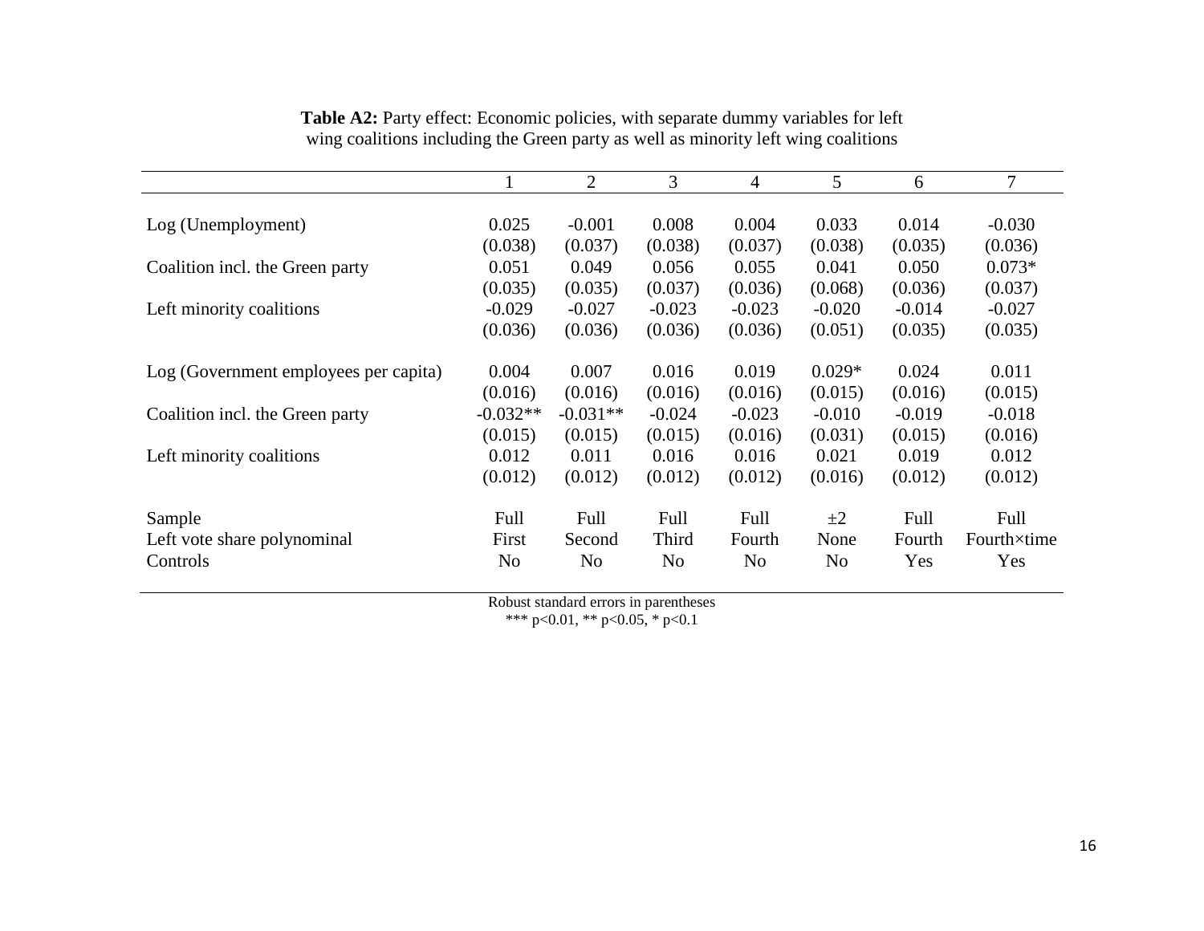**Table A2:** Party effect: Economic policies, with separate dummy variables for left wing coalitions including the Green party as well as minority left wing coalitions

| | 1 | 2 | 3 | 4 | 5 | 6 | 7 |
|---|---|---|---|---|---|---|---|
| Log (Unemployment) | 0.025 | -0.001 | 0.008 | 0.004 | 0.033 | 0.014 | -0.030 |
| | (0.038) | (0.037) | (0.038) | (0.037) | (0.038) | (0.035) | (0.036) |
| Coalition incl. the Green party | 0.051 | 0.049 | 0.056 | 0.055 | 0.041 | 0.050 | 0.073* |
| | (0.035) | (0.035) | (0.037) | (0.036) | (0.068) | (0.036) | (0.037) |
| Left minority coalitions | -0.029 | -0.027 | -0.023 | -0.023 | -0.020 | -0.014 | -0.027 |
| | (0.036) | (0.036) | (0.036) | (0.036) | (0.051) | (0.035) | (0.035) |
| Log (Government employees per capita) | 0.004 | 0.007 | 0.016 | 0.019 | 0.029* | 0.024 | 0.011 |
| | (0.016) | (0.016) | (0.016) | (0.016) | (0.015) | (0.016) | (0.015) |
| Coalition incl. the Green party | -0.032** | -0.031** | -0.024 | -0.023 | -0.010 | -0.019 | -0.018 |
| | (0.015) | (0.015) | (0.015) | (0.016) | (0.031) | (0.015) | (0.016) |
| Left minority coalitions | 0.012 | 0.011 | 0.016 | 0.016 | 0.021 | 0.019 | 0.012 |
| | (0.012) | (0.012) | (0.012) | (0.012) | (0.016) | (0.012) | (0.012) |
| Sample | Full | Full | Full | Full | ±2 | Full | Full |
| Left vote share polynominal | First | Second | Third | Fourth | None | Fourth | Fourth×time |
| Controls | No | No | No | No | No | Yes | Yes |

Robust standard errors in parentheses
*** p<0.01, ** p<0.05, * p<0.1